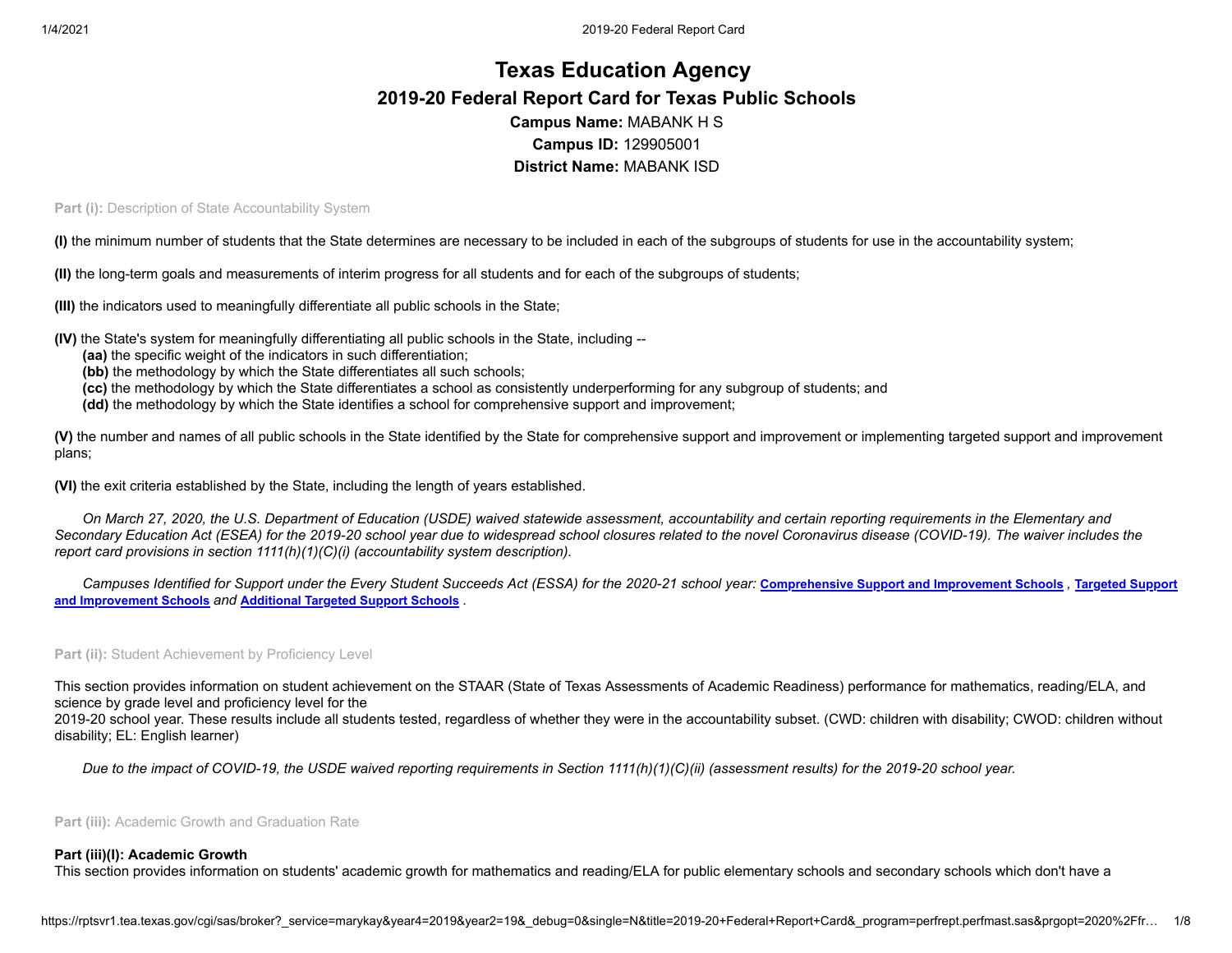# Texas Education Agency

## 2019-20 Federal Report Card for Texas Public Schools

**Campus Name:** MABANK H S

**Campus ID:** 129905001

**District Name:** MABANK ISD

**Part (i):** Description of State Accountability System

**(I)** the minimum number of students that the State determines are necessary to be included in each of the subgroups of students for use in the accountability system;

**(II)** the long-term goals and measurements of interim progress for all students and for each of the subgroups of students;

**(III)** the indicators used to meaningfully differentiate all public schools in the State;

**(IV)** the State's system for meaningfully differentiating all public schools in the State, including --

- **(aa)** the specific weight of the indicators in such differentiation;
- **(bb)** the methodology by which the State differentiates all such schools;
- **(cc)** the methodology by which the State differentiates a school as consistently underperforming for any subgroup of students; and
- **(dd)** the methodology by which the State identifies a school for comprehensive support and improvement;

**(V)** the number and names of all public schools in the State identified by the State for comprehensive support and improvement or implementing targeted support and improvement plans;

**(VI)** the exit criteria established by the State, including the length of years established.

*On March 27, 2020, the U.S. Department of Education (USDE) waived statewide assessment, accountability and certain reporting requirements in the Elementary and Secondary Education Act (ESEA) for the 2019-20 school year due to widespread school closures related to the novel Coronavirus disease (COVID-19). The waiver includes the report card provisions in section 1111(h)(1)(C)(i) (accountability system description).*

*Campuses Identified for Support under the Every Student Succeeds Act (ESSA) for the 2020-21 school year:* **Comprehensive Support and Improvement Schools** , **Targeted Support and Improvement Schools** *and* **Additional Targeted Support Schools** .

**Part (ii):** Student Achievement by Proficiency Level

This section provides information on student achievement on the STAAR (State of Texas Assessments of Academic Readiness) performance for mathematics, reading/ELA, and science by grade level and proficiency level for the 2019-20 school year. These results include all students tested, regardless of whether they were in the accountability subset. (CWD: children with disability; CWOD: children without disability; EL: English learner)

*Due to the impact of COVID-19, the USDE waived reporting requirements in Section 1111(h)(1)(C)(ii) (assessment results) for the 2019-20 school year.*

**Part (iii):** Academic Growth and Graduation Rate

**Part (iii)(I): Academic Growth**

This section provides information on students' academic growth for mathematics and reading/ELA for public elementary schools and secondary schools which don't have a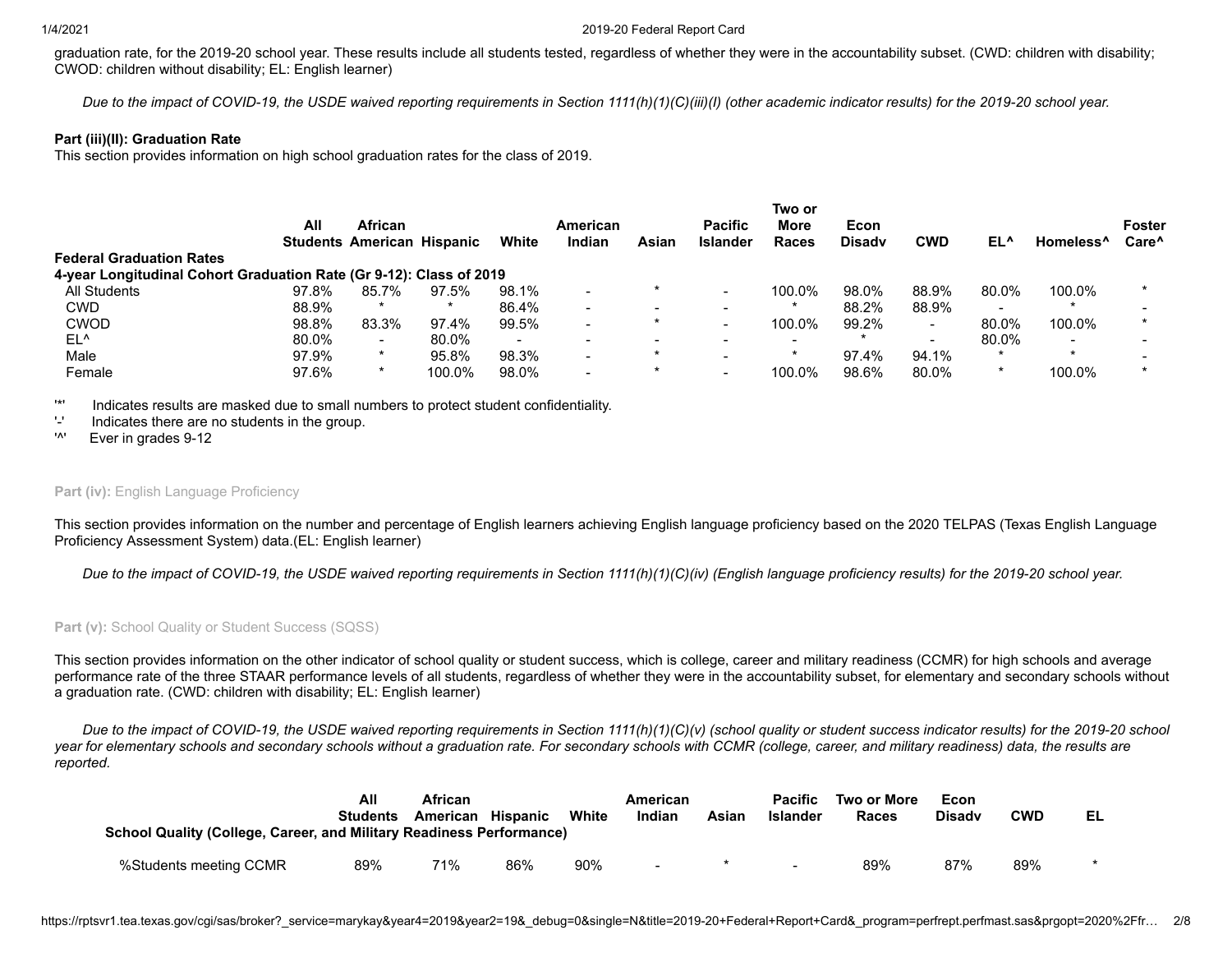graduation rate, for the 2019-20 school year. These results include all students tested, regardless of whether they were in the accountability subset. (CWD: children with disability; CWOD: children without disability; EL: English learner)

*Due to the impact of COVID-19, the USDE waived reporting requirements in Section 1111(h)(1)(C)(iii)(I) (other academic indicator results) for the 2019-20 school year.*

**Part (iii)(II): Graduation Rate**

This section provides information on high school graduation rates for the class of 2019.

| | All Students | African American | Hispanic | White | American Indian | Asian | Pacific Islander | Two or More Races | Econ Disadv | CWD | EL^ | Homeless^ | Foster Care^ |
|---|---|---|---|---|---|---|---|---|---|---|---|---|---|
| **Federal Graduation Rates** | | | | | | | | | | | | | |
| **4-year Longitudinal Cohort Graduation Rate (Gr 9-12): Class of 2019** | | | | | | | | | | | | | |
| All Students | 97.8% | 85.7% | 97.5% | 98.1% | - | * | - | 100.0% | 98.0% | 88.9% | 80.0% | 100.0% | * |
| CWD | 88.9% | * | * | 86.4% | - | - | - | * | 88.2% | 88.9% | - | * | - |
| CWOD | 98.8% | 83.3% | 97.4% | 99.5% | - | * | - | 100.0% | 99.2% | - | 80.0% | 100.0% | * |
| EL^ | 80.0% | - | 80.0% | - | - | - | - | - | * | - | 80.0% | - | - |
| Male | 97.9% | * | 95.8% | 98.3% | - | * | - | * | 97.4% | 94.1% | * | * | - |
| Female | 97.6% | * | 100.0% | 98.0% | - | * | - | 100.0% | 98.6% | 80.0% | * | 100.0% | * |

'*' Indicates results are masked due to small numbers to protect student confidentiality.
'-' Indicates there are no students in the group.
'^' Ever in grades 9-12

**Part (iv):** English Language Proficiency

This section provides information on the number and percentage of English learners achieving English language proficiency based on the 2020 TELPAS (Texas English Language Proficiency Assessment System) data.(EL: English learner)

*Due to the impact of COVID-19, the USDE waived reporting requirements in Section 1111(h)(1)(C)(iv) (English language proficiency results) for the 2019-20 school year.*

**Part (v):** School Quality or Student Success (SQSS)

This section provides information on the other indicator of school quality or student success, which is college, career and military readiness (CCMR) for high schools and average performance rate of the three STAAR performance levels of all students, regardless of whether they were in the accountability subset, for elementary and secondary schools without a graduation rate. (CWD: children with disability; EL: English learner)

*Due to the impact of COVID-19, the USDE waived reporting requirements in Section 1111(h)(1)(C)(v) (school quality or student success indicator results) for the 2019-20 school year for elementary schools and secondary schools without a graduation rate. For secondary schools with CCMR (college, career, and military readiness) data, the results are reported.*

| | All Students | African American | Hispanic | White | American Indian | Asian | Pacific Islander | Two or More Races | Econ Disadv | CWD | EL |
|---|---|---|---|---|---|---|---|---|---|---|---|
| **School Quality (College, Career, and Military Readiness Performance)** | | | | | | | | | | | |
| %Students meeting CCMR | 89% | 71% | 86% | 90% | - | * | - | 89% | 87% | 89% | * |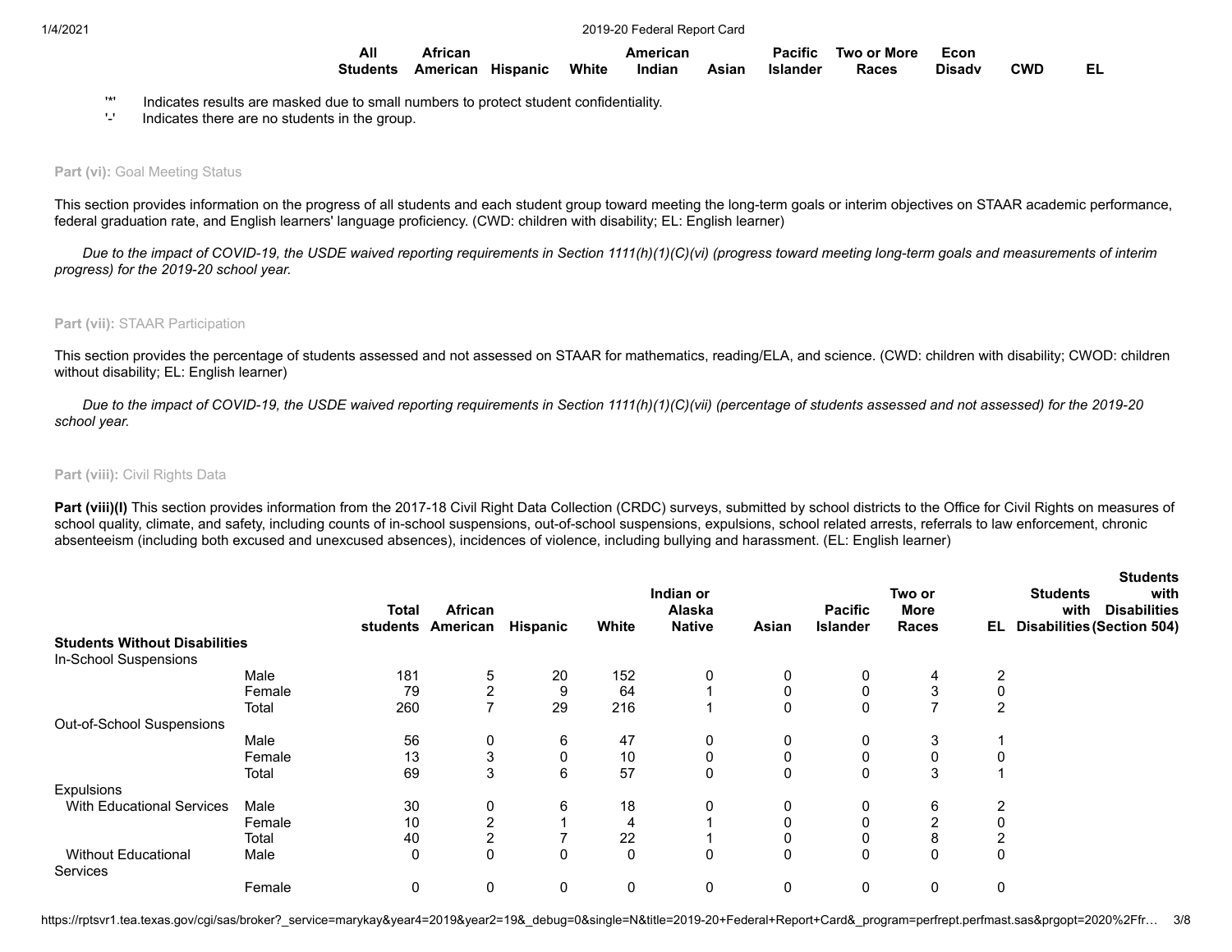| | All Students | African American | Hispanic | White | American Indian | Asian | Pacific Islander | Two or More Races | Econ Disadv | CWD | EL |
|---|---|---|---|---|---|---|---|---|---|---|---|

'*' Indicates results are masked due to small numbers to protect student confidentiality.
'-' Indicates there are no students in the group.

**Part (vi):** Goal Meeting Status

This section provides information on the progress of all students and each student group toward meeting the long-term goals or interim objectives on STAAR academic performance, federal graduation rate, and English learners' language proficiency. (CWD: children with disability; EL: English learner)

*Due to the impact of COVID-19, the USDE waived reporting requirements in Section 1111(h)(1)(C)(vi) (progress toward meeting long-term goals and measurements of interim progress) for the 2019-20 school year.*

**Part (vii):** STAAR Participation

This section provides the percentage of students assessed and not assessed on STAAR for mathematics, reading/ELA, and science. (CWD: children with disability; CWOD: children without disability; EL: English learner)

*Due to the impact of COVID-19, the USDE waived reporting requirements in Section 1111(h)(1)(C)(vii) (percentage of students assessed and not assessed) for the 2019-20 school year.*

**Part (viii):** Civil Rights Data

**Part (viii)(I)** This section provides information from the 2017-18 Civil Right Data Collection (CRDC) surveys, submitted by school districts to the Office for Civil Rights on measures of school quality, climate, and safety, including counts of in-school suspensions, out-of-school suspensions, expulsions, school related arrests, referrals to law enforcement, chronic absenteeism (including both excused and unexcused absences), incidences of violence, including bullying and harassment. (EL: English learner)

| | | Total students | African American | Hispanic | White | Indian or Alaska Native | Asian | Pacific Islander | Two or More Races | EL | Students with Disabilities | Students with Disabilities (Section 504) |
|---|---|---|---|---|---|---|---|---|---|---|---|---|
| **Students Without Disabilities** | | | | | | | | | | | | |
| In-School Suspensions | | | | | | | | | | | | |
| | Male | 181 | 5 | 20 | 152 | 0 | 0 | 0 | 4 | 2 | | |
| | Female | 79 | 2 | 9 | 64 | 1 | 0 | 0 | 3 | 0 | | |
| | Total | 260 | 7 | 29 | 216 | 1 | 0 | 0 | 7 | 2 | | |
| Out-of-School Suspensions | | | | | | | | | | | | |
| | Male | 56 | 0 | 6 | 47 | 0 | 0 | 0 | 3 | 1 | | |
| | Female | 13 | 3 | 0 | 10 | 0 | 0 | 0 | 0 | 0 | | |
| | Total | 69 | 3 | 6 | 57 | 0 | 0 | 0 | 3 | 1 | | |
| Expulsions | | | | | | | | | | | | |
| With Educational Services | Male | 30 | 0 | 6 | 18 | 0 | 0 | 0 | 6 | 2 | | |
| | Female | 10 | 2 | 1 | 4 | 1 | 0 | 0 | 2 | 0 | | |
| | Total | 40 | 2 | 7 | 22 | 1 | 0 | 0 | 8 | 2 | | |
| Without Educational Services | Male | 0 | 0 | 0 | 0 | 0 | 0 | 0 | 0 | 0 | | |
| | Female | 0 | 0 | 0 | 0 | 0 | 0 | 0 | 0 | 0 | | |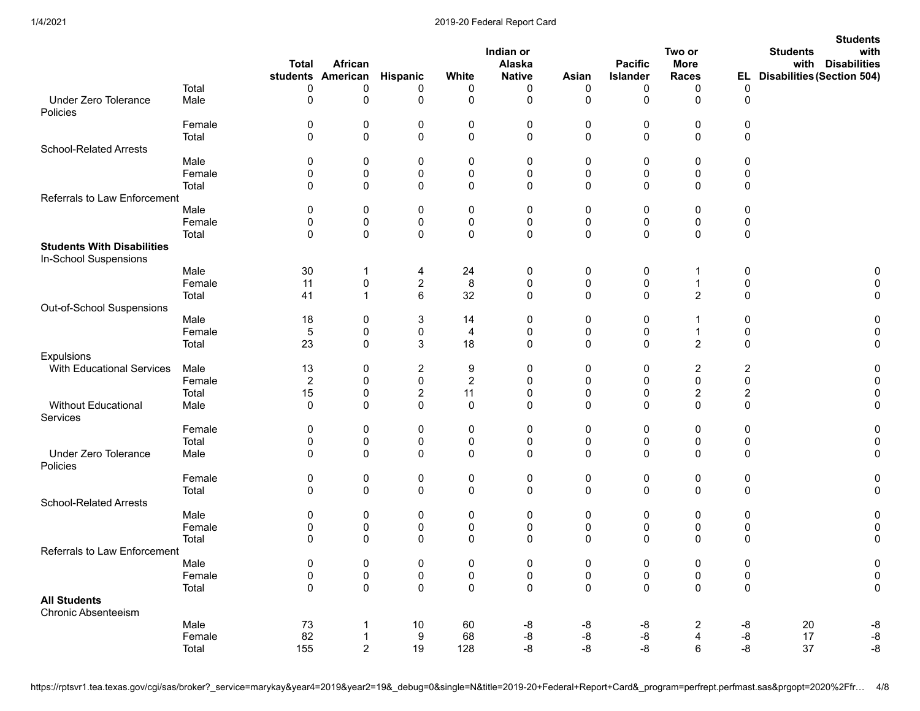| | | Total students | African American | Hispanic | White | Indian or Alaska Native | Asian | Pacific Islander | Two or More Races | EL | Students with Disabilities | Students with Disabilities (Section 504) |
|---|---|---|---|---|---|---|---|---|---|---|---|---|
| | Total | 0 | 0 | 0 | 0 | 0 | 0 | 0 | 0 | 0 | | |
| Under Zero Tolerance Policies | Male | 0 | 0 | 0 | 0 | 0 | 0 | 0 | 0 | 0 | | |
| | Female | 0 | 0 | 0 | 0 | 0 | 0 | 0 | 0 | 0 | | |
| | Total | 0 | 0 | 0 | 0 | 0 | 0 | 0 | 0 | 0 | | |
| School-Related Arrests | | | | | | | | | | | | |
| | Male | 0 | 0 | 0 | 0 | 0 | 0 | 0 | 0 | 0 | | |
| | Female | 0 | 0 | 0 | 0 | 0 | 0 | 0 | 0 | 0 | | |
| | Total | 0 | 0 | 0 | 0 | 0 | 0 | 0 | 0 | 0 | | |
| Referrals to Law Enforcement | | | | | | | | | | | | |
| | Male | 0 | 0 | 0 | 0 | 0 | 0 | 0 | 0 | 0 | | |
| | Female | 0 | 0 | 0 | 0 | 0 | 0 | 0 | 0 | 0 | | |
| | Total | 0 | 0 | 0 | 0 | 0 | 0 | 0 | 0 | 0 | | |
| **Students With Disabilities** | | | | | | | | | | | | |
| In-School Suspensions | | | | | | | | | | | | |
| | Male | 30 | 1 | 4 | 24 | 0 | 0 | 0 | 1 | 0 | | 0 |
| | Female | 11 | 0 | 2 | 8 | 0 | 0 | 0 | 1 | 0 | | 0 |
| | Total | 41 | 1 | 6 | 32 | 0 | 0 | 0 | 2 | 0 | | 0 |
| Out-of-School Suspensions | | | | | | | | | | | | |
| | Male | 18 | 0 | 3 | 14 | 0 | 0 | 0 | 1 | 0 | | 0 |
| | Female | 5 | 0 | 0 | 4 | 0 | 0 | 0 | 1 | 0 | | 0 |
| | Total | 23 | 0 | 3 | 18 | 0 | 0 | 0 | 2 | 0 | | 0 |
| Expulsions | | | | | | | | | | | | |
| With Educational Services | Male | 13 | 0 | 2 | 9 | 0 | 0 | 0 | 2 | 2 | | 0 |
| | Female | 2 | 0 | 0 | 2 | 0 | 0 | 0 | 0 | 0 | | 0 |
| | Total | 15 | 0 | 2 | 11 | 0 | 0 | 0 | 2 | 2 | | 0 |
| Without Educational Services | Male | 0 | 0 | 0 | 0 | 0 | 0 | 0 | 0 | 0 | | 0 |
| | Female | 0 | 0 | 0 | 0 | 0 | 0 | 0 | 0 | 0 | | 0 |
| | Total | 0 | 0 | 0 | 0 | 0 | 0 | 0 | 0 | 0 | | 0 |
| Under Zero Tolerance Policies | Male | 0 | 0 | 0 | 0 | 0 | 0 | 0 | 0 | 0 | | 0 |
| | Female | 0 | 0 | 0 | 0 | 0 | 0 | 0 | 0 | 0 | | 0 |
| | Total | 0 | 0 | 0 | 0 | 0 | 0 | 0 | 0 | 0 | | 0 |
| School-Related Arrests | | | | | | | | | | | | |
| | Male | 0 | 0 | 0 | 0 | 0 | 0 | 0 | 0 | 0 | | 0 |
| | Female | 0 | 0 | 0 | 0 | 0 | 0 | 0 | 0 | 0 | | 0 |
| | Total | 0 | 0 | 0 | 0 | 0 | 0 | 0 | 0 | 0 | | 0 |
| Referrals to Law Enforcement | | | | | | | | | | | | |
| | Male | 0 | 0 | 0 | 0 | 0 | 0 | 0 | 0 | 0 | | 0 |
| | Female | 0 | 0 | 0 | 0 | 0 | 0 | 0 | 0 | 0 | | 0 |
| | Total | 0 | 0 | 0 | 0 | 0 | 0 | 0 | 0 | 0 | | 0 |
| **All Students** | | | | | | | | | | | | |
| Chronic Absenteeism | | | | | | | | | | | | |
| | Male | 73 | 1 | 10 | 60 | -8 | -8 | -8 | 2 | -8 | 20 | -8 |
| | Female | 82 | 1 | 9 | 68 | -8 | -8 | -8 | 4 | -8 | 17 | -8 |
| | Total | 155 | 2 | 19 | 128 | -8 | -8 | -8 | 6 | -8 | 37 | -8 |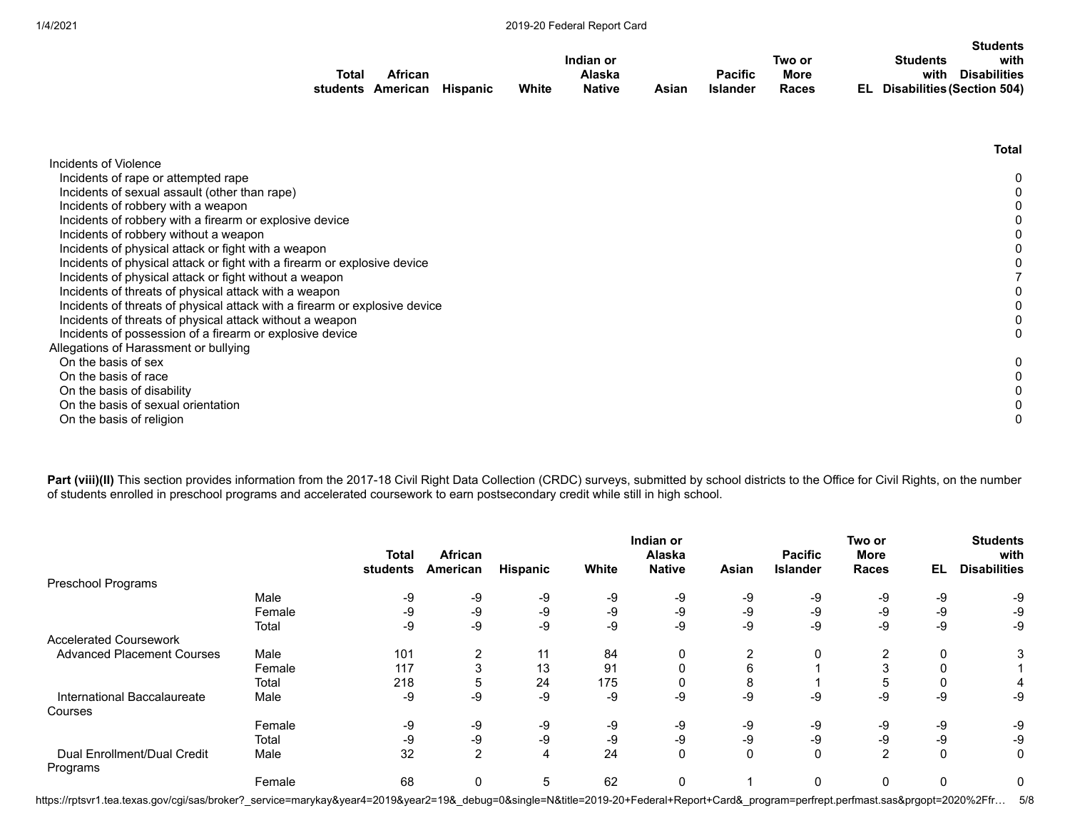| | Total students | African American | Hispanic | White | Indian or Alaska Native | Asian | Pacific Islander | Two or More Races | EL | Students with Disabilities | Students with Disabilities (Section 504) |
|---|---|---|---|---|---|---|---|---|---|---|---|

| | Total |
|---|---|
| Incidents of Violence | |
| Incidents of rape or attempted rape | 0 |
| Incidents of sexual assault (other than rape) | 0 |
| Incidents of robbery with a weapon | 0 |
| Incidents of robbery with a firearm or explosive device | 0 |
| Incidents of robbery without a weapon | 0 |
| Incidents of physical attack or fight with a weapon | 0 |
| Incidents of physical attack or fight with a firearm or explosive device | 0 |
| Incidents of physical attack or fight without a weapon | 7 |
| Incidents of threats of physical attack with a weapon | 0 |
| Incidents of threats of physical attack with a firearm or explosive device | 0 |
| Incidents of threats of physical attack without a weapon | 0 |
| Incidents of possession of a firearm or explosive device | 0 |
| Allegations of Harassment or bullying | |
| On the basis of sex | 0 |
| On the basis of race | 0 |
| On the basis of disability | 0 |
| On the basis of sexual orientation | 0 |
| On the basis of religion | 0 |

**Part (viii)(II)** This section provides information from the 2017-18 Civil Right Data Collection (CRDC) surveys, submitted by school districts to the Office for Civil Rights, on the number of students enrolled in preschool programs and accelerated coursework to earn postsecondary credit while still in high school.

| | | Total students | African American | Hispanic | White | Indian or Alaska Native | Asian | Pacific Islander | Two or More Races | EL | Students with Disabilities |
|---|---|---|---|---|---|---|---|---|---|---|---|
| Preschool Programs | | | | | | | | | | | |
| | Male | -9 | -9 | -9 | -9 | -9 | -9 | -9 | -9 | -9 | -9 |
| | Female | -9 | -9 | -9 | -9 | -9 | -9 | -9 | -9 | -9 | -9 |
| | Total | -9 | -9 | -9 | -9 | -9 | -9 | -9 | -9 | -9 | -9 |
| Accelerated Coursework | | | | | | | | | | | |
| Advanced Placement Courses | Male | 101 | 2 | 11 | 84 | 0 | 2 | 0 | 2 | 0 | 3 |
| | Female | 117 | 3 | 13 | 91 | 0 | 6 | 1 | 3 | 0 | 1 |
| | Total | 218 | 5 | 24 | 175 | 0 | 8 | 1 | 5 | 0 | 4 |
| International Baccalaureate Courses | Male | -9 | -9 | -9 | -9 | -9 | -9 | -9 | -9 | -9 | -9 |
| | Female | -9 | -9 | -9 | -9 | -9 | -9 | -9 | -9 | -9 | -9 |
| | Total | -9 | -9 | -9 | -9 | -9 | -9 | -9 | -9 | -9 | -9 |
| Dual Enrollment/Dual Credit Programs | Male | 32 | 2 | 4 | 24 | 0 | 0 | 0 | 2 | 0 | 0 |
| | Female | 68 | 0 | 5 | 62 | 0 | 1 | 0 | 0 | 0 | 0 |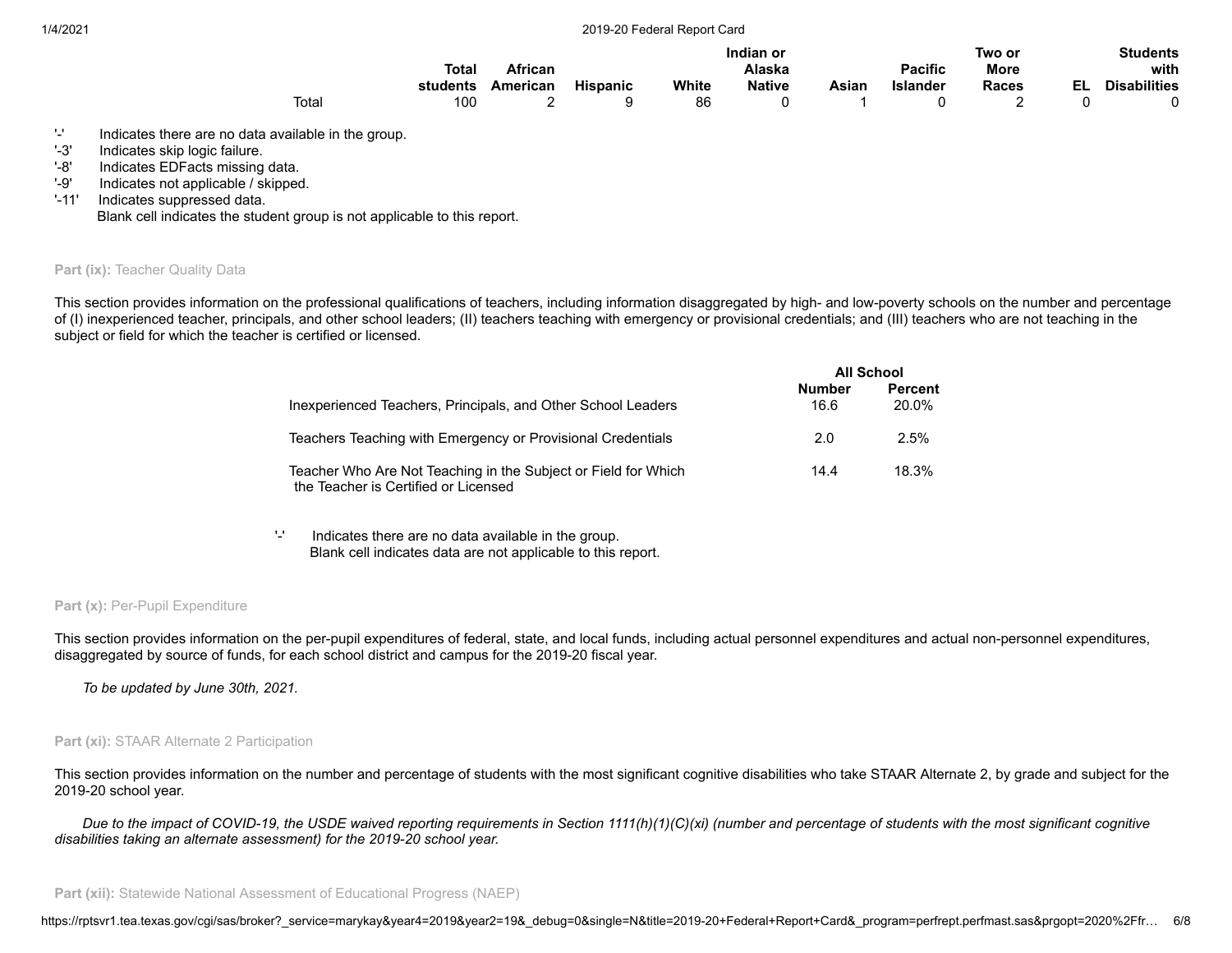| | Total students | African American | Hispanic | White | Indian or Alaska Native | Asian | Pacific Islander | Two or More Races | EL | Students with Disabilities |
|---|---|---|---|---|---|---|---|---|---|---|
| Total | 100 | 2 | 9 | 86 | 0 | 1 | 0 | 2 | 0 | 0 |

'-' Indicates there are no data available in the group.
'-3' Indicates skip logic failure.
'-8' Indicates EDFacts missing data.
'-9' Indicates not applicable / skipped.
'-11' Indicates suppressed data.
Blank cell indicates the student group is not applicable to this report.

**Part (ix):** Teacher Quality Data

This section provides information on the professional qualifications of teachers, including information disaggregated by high- and low-poverty schools on the number and percentage of (I) inexperienced teacher, principals, and other school leaders; (II) teachers teaching with emergency or provisional credentials; and (III) teachers who are not teaching in the subject or field for which the teacher is certified or licensed.

| | All School | |
|---|---|---|
| | Number | Percent |
| Inexperienced Teachers, Principals, and Other School Leaders | 16.6 | 20.0% |
| Teachers Teaching with Emergency or Provisional Credentials | 2.0 | 2.5% |
| Teacher Who Are Not Teaching in the Subject or Field for Which the Teacher is Certified or Licensed | 14.4 | 18.3% |

'-' Indicates there are no data available in the group.
Blank cell indicates data are not applicable to this report.

**Part (x):** Per-Pupil Expenditure

This section provides information on the per-pupil expenditures of federal, state, and local funds, including actual personnel expenditures and actual non-personnel expenditures, disaggregated by source of funds, for each school district and campus for the 2019-20 fiscal year.

*To be updated by June 30th, 2021.*

**Part (xi):** STAAR Alternate 2 Participation

This section provides information on the number and percentage of students with the most significant cognitive disabilities who take STAAR Alternate 2, by grade and subject for the 2019-20 school year.

*Due to the impact of COVID-19, the USDE waived reporting requirements in Section 1111(h)(1)(C)(xi) (number and percentage of students with the most significant cognitive disabilities taking an alternate assessment) for the 2019-20 school year.*

**Part (xii):** Statewide National Assessment of Educational Progress (NAEP)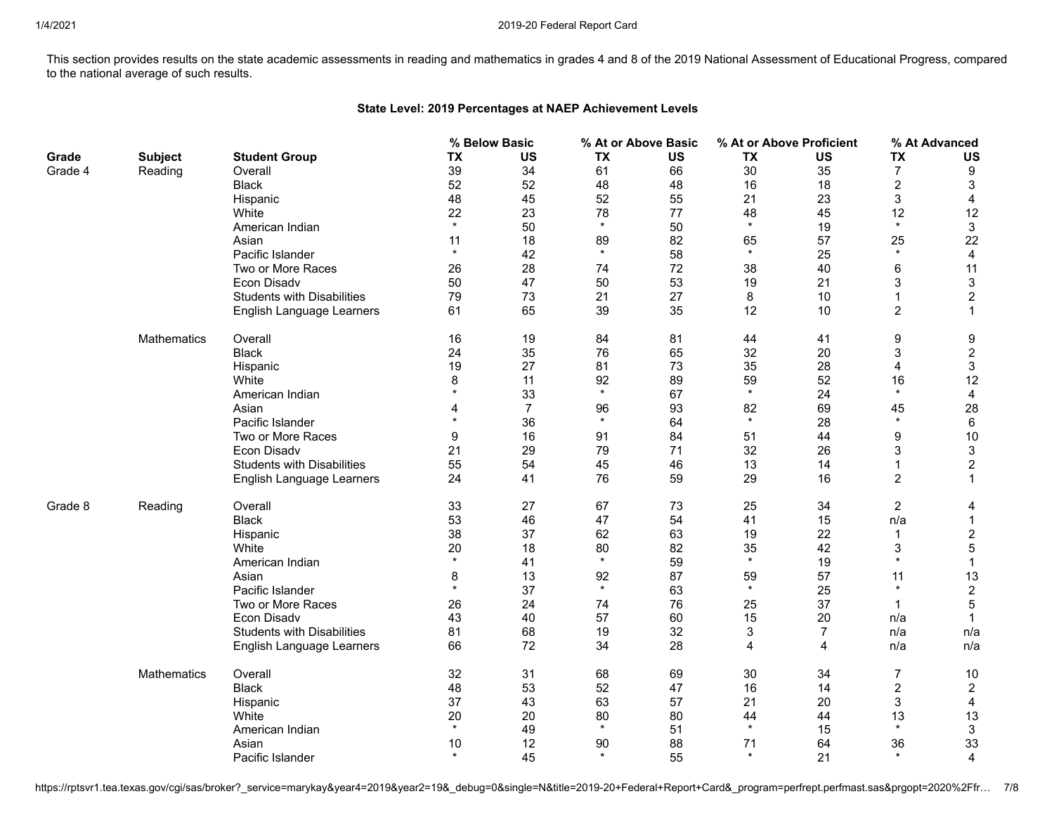This section provides results on the state academic assessments in reading and mathematics in grades 4 and 8 of the 2019 National Assessment of Educational Progress, compared to the national average of such results.

**State Level: 2019 Percentages at NAEP Achievement Levels**

| | | | % Below Basic | | % At or Above Basic | | % At or Above Proficient | | % At Advanced | |
|---|---|---|---|---|---|---|---|---|---|---|
| **Grade** | **Subject** | **Student Group** | **TX** | **US** | **TX** | **US** | **TX** | **US** | **TX** | **US** |
| Grade 4 | Reading | Overall | 39 | 34 | 61 | 66 | 30 | 35 | 7 | 9 |
| | | Black | 52 | 52 | 48 | 48 | 16 | 18 | 2 | 3 |
| | | Hispanic | 48 | 45 | 52 | 55 | 21 | 23 | 3 | 4 |
| | | White | 22 | 23 | 78 | 77 | 48 | 45 | 12 | 12 |
| | | American Indian | * | 50 | * | 50 | * | 19 | * | 3 |
| | | Asian | 11 | 18 | 89 | 82 | 65 | 57 | 25 | 22 |
| | | Pacific Islander | * | 42 | * | 58 | * | 25 | * | 4 |
| | | Two or More Races | 26 | 28 | 74 | 72 | 38 | 40 | 6 | 11 |
| | | Econ Disadv | 50 | 47 | 50 | 53 | 19 | 21 | 3 | 3 |
| | | Students with Disabilities | 79 | 73 | 21 | 27 | 8 | 10 | 1 | 2 |
| | | English Language Learners | 61 | 65 | 39 | 35 | 12 | 10 | 2 | 1 |
| | Mathematics | Overall | 16 | 19 | 84 | 81 | 44 | 41 | 9 | 9 |
| | | Black | 24 | 35 | 76 | 65 | 32 | 20 | 3 | 2 |
| | | Hispanic | 19 | 27 | 81 | 73 | 35 | 28 | 4 | 3 |
| | | White | 8 | 11 | 92 | 89 | 59 | 52 | 16 | 12 |
| | | American Indian | * | 33 | * | 67 | * | 24 | * | 4 |
| | | Asian | 4 | 7 | 96 | 93 | 82 | 69 | 45 | 28 |
| | | Pacific Islander | * | 36 | * | 64 | * | 28 | * | 6 |
| | | Two or More Races | 9 | 16 | 91 | 84 | 51 | 44 | 9 | 10 |
| | | Econ Disadv | 21 | 29 | 79 | 71 | 32 | 26 | 3 | 3 |
| | | Students with Disabilities | 55 | 54 | 45 | 46 | 13 | 14 | 1 | 2 |
| | | English Language Learners | 24 | 41 | 76 | 59 | 29 | 16 | 2 | 1 |
| Grade 8 | Reading | Overall | 33 | 27 | 67 | 73 | 25 | 34 | 2 | 4 |
| | | Black | 53 | 46 | 47 | 54 | 41 | 15 | n/a | 1 |
| | | Hispanic | 38 | 37 | 62 | 63 | 19 | 22 | 1 | 2 |
| | | White | 20 | 18 | 80 | 82 | 35 | 42 | 3 | 5 |
| | | American Indian | * | 41 | * | 59 | * | 19 | * | 1 |
| | | Asian | 8 | 13 | 92 | 87 | 59 | 57 | 11 | 13 |
| | | Pacific Islander | * | 37 | * | 63 | * | 25 | * | 2 |
| | | Two or More Races | 26 | 24 | 74 | 76 | 25 | 37 | 1 | 5 |
| | | Econ Disadv | 43 | 40 | 57 | 60 | 15 | 20 | n/a | 1 |
| | | Students with Disabilities | 81 | 68 | 19 | 32 | 3 | 7 | n/a | n/a |
| | | English Language Learners | 66 | 72 | 34 | 28 | 4 | 4 | n/a | n/a |
| | Mathematics | Overall | 32 | 31 | 68 | 69 | 30 | 34 | 7 | 10 |
| | | Black | 48 | 53 | 52 | 47 | 16 | 14 | 2 | 2 |
| | | Hispanic | 37 | 43 | 63 | 57 | 21 | 20 | 3 | 4 |
| | | White | 20 | 20 | 80 | 80 | 44 | 44 | 13 | 13 |
| | | American Indian | * | 49 | * | 51 | * | 15 | * | 3 |
| | | Asian | 10 | 12 | 90 | 88 | 71 | 64 | 36 | 33 |
| | | Pacific Islander | * | 45 | * | 55 | * | 21 | * | 4 |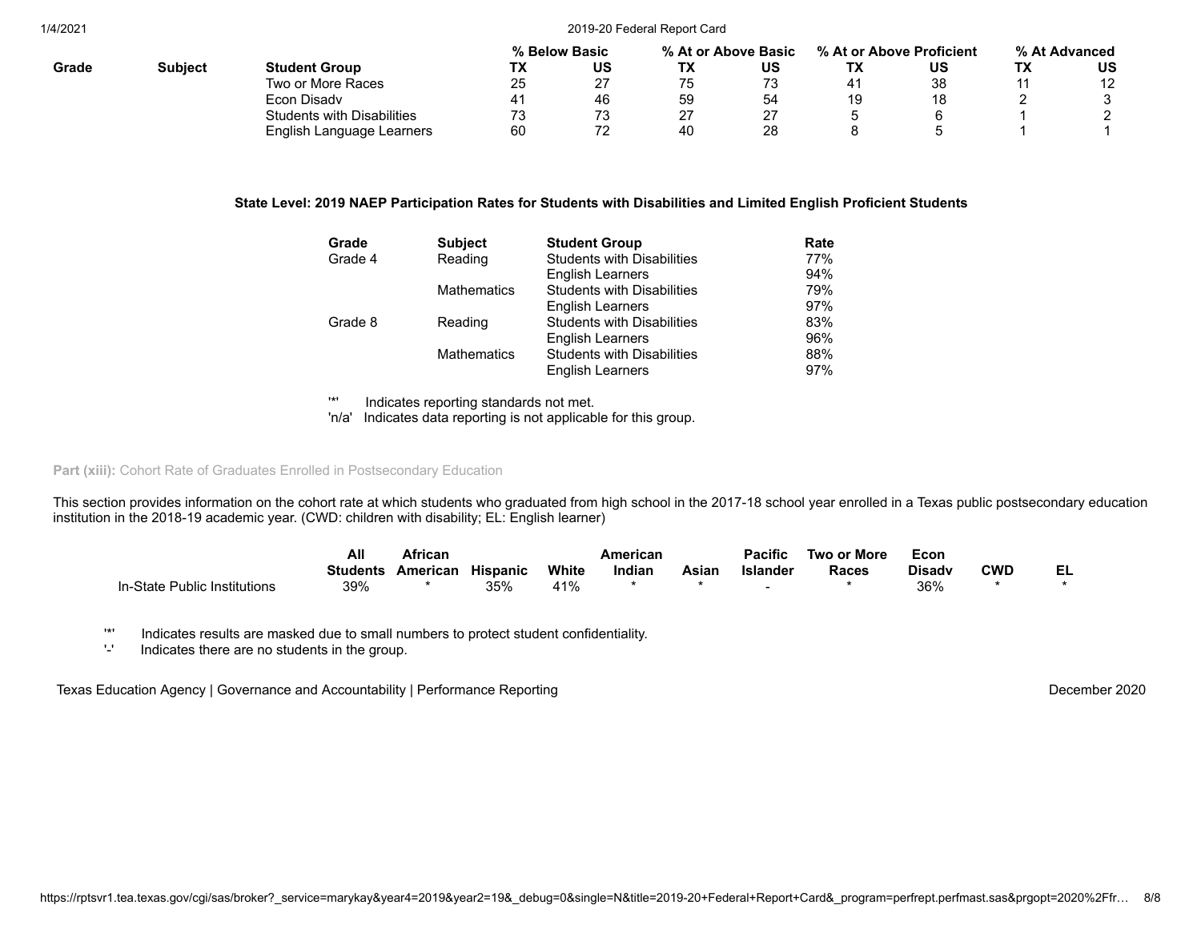| | | | % Below Basic | | % At or Above Basic | | % At or Above Proficient | | % At Advanced | |
|---|---|---|---|---|---|---|---|---|---|---|
| Grade | Subject | Student Group | TX | US | TX | US | TX | US | TX | US |
| | | Two or More Races | 25 | 27 | 75 | 73 | 41 | 38 | 11 | 12 |
| | | Econ Disadv | 41 | 46 | 59 | 54 | 19 | 18 | 2 | 3 |
| | | Students with Disabilities | 73 | 73 | 27 | 27 | 5 | 6 | 1 | 2 |
| | | English Language Learners | 60 | 72 | 40 | 28 | 8 | 5 | 1 | 1 |

**State Level: 2019 NAEP Participation Rates for Students with Disabilities and Limited English Proficient Students**

| Grade | Subject | Student Group | Rate |
|---|---|---|---|
| Grade 4 | Reading | Students with Disabilities | 77% |
| | | English Learners | 94% |
| | Mathematics | Students with Disabilities | 79% |
| | | English Learners | 97% |
| Grade 8 | Reading | Students with Disabilities | 83% |
| | | English Learners | 96% |
| | Mathematics | Students with Disabilities | 88% |
| | | English Learners | 97% |

'*' Indicates reporting standards not met.
'n/a' Indicates data reporting is not applicable for this group.

**Part (xiii):** Cohort Rate of Graduates Enrolled in Postsecondary Education

This section provides information on the cohort rate at which students who graduated from high school in the 2017-18 school year enrolled in a Texas public postsecondary education institution in the 2018-19 academic year. (CWD: children with disability; EL: English learner)

| | All Students | African American | Hispanic | White | American Indian | Asian | Pacific Islander | Two or More Races | Econ Disadv | CWD | EL |
|---|---|---|---|---|---|---|---|---|---|---|---|
| In-State Public Institutions | 39% | * | 35% | 41% | * | * | - | * | 36% | * | * |

'*' Indicates results are masked due to small numbers to protect student confidentiality.
'-' Indicates there are no students in the group.

Texas Education Agency | Governance and Accountability | Performance Reporting December 2020